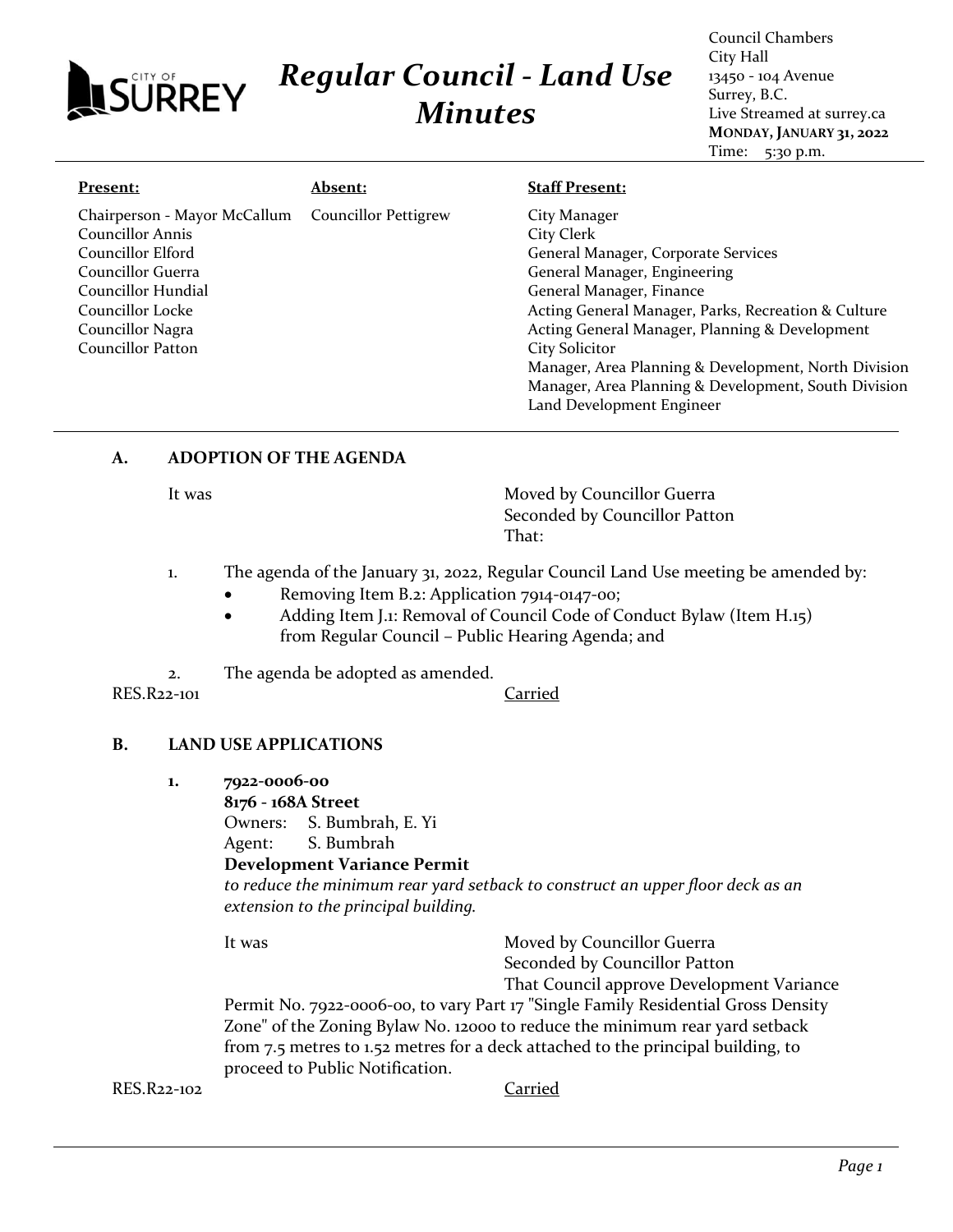# Regular Council - Land Use Minutes

Council Chambers
City Hall
13450 - 104 Avenue
Surrey, B.C.
Live Streamed at surrey.ca
**MONDAY, JANUARY 31, 2022**
Time: 5:30 p.m.

| **Present:** | **Absent:** | **Staff Present:** |
|---|---|---|
| Chairperson - Mayor McCallum<br>Councillor Annis<br>Councillor Elford<br>Councillor Guerra<br>Councillor Hundial<br>Councillor Locke<br>Councillor Nagra<br>Councillor Patton | Councillor Pettigrew | City Manager<br>City Clerk<br>General Manager, Corporate Services<br>General Manager, Engineering<br>General Manager, Finance<br>Acting General Manager, Parks, Recreation & Culture<br>Acting General Manager, Planning & Development<br>City Solicitor<br>Manager, Area Planning & Development, North Division<br>Manager, Area Planning & Development, South Division<br>Land Development Engineer |

## A. ADOPTION OF THE AGENDA

It was Moved by Councillor Guerra
Seconded by Councillor Patton
That:

1. The agenda of the January 31, 2022, Regular Council Land Use meeting be amended by:
   - Removing Item B.2: Application 7914-0147-00;
   - Adding Item J.1: Removal of Council Code of Conduct Bylaw (Item H.15) from Regular Council – Public Hearing Agenda; and

2. The agenda be adopted as amended.

RES.R22-101 Carried

## B. LAND USE APPLICATIONS

**1. 7922-0006-00**
**8176 - 168A Street**
Owners: S. Bumbrah, E. Yi
Agent: S. Bumbrah
**Development Variance Permit**
*to reduce the minimum rear yard setback to construct an upper floor deck as an extension to the principal building.*

It was Moved by Councillor Guerra
Seconded by Councillor Patton
That Council approve Development Variance Permit No. 7922-0006-00, to vary Part 17 "Single Family Residential Gross Density Zone" of the Zoning Bylaw No. 12000 to reduce the minimum rear yard setback from 7.5 metres to 1.52 metres for a deck attached to the principal building, to proceed to Public Notification.

RES.R22-102 Carried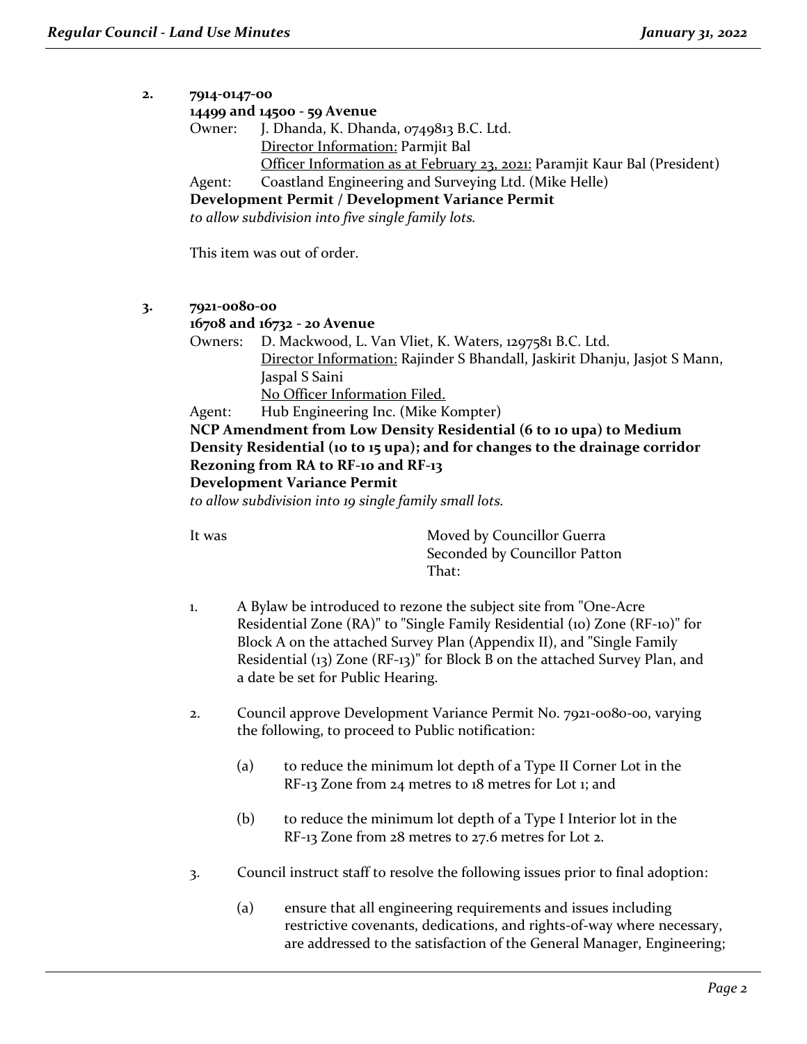**2. 7914-0147-00**
**14499 and 14500 - 59 Avenue**

Owner: J. Dhanda, K. Dhanda, 0749813 B.C. Ltd.
Director Information: Parmjit Bal
Officer Information as at February 23, 2021: Paramjit Kaur Bal (President)

Agent: Coastland Engineering and Surveying Ltd. (Mike Helle)

**Development Permit / Development Variance Permit**

*to allow subdivision into five single family lots.*

This item was out of order.

**3. 7921-0080-00**
**16708 and 16732 - 20 Avenue**

Owners: D. Mackwood, L. Van Vliet, K. Waters, 1297581 B.C. Ltd.
Director Information: Rajinder S Bhandall, Jaskirit Dhanju, Jasjot S Mann, Jaspal S Saini
No Officer Information Filed.

Agent: Hub Engineering Inc. (Mike Kompter)

**NCP Amendment from Low Density Residential (6 to 10 upa) to Medium Density Residential (10 to 15 upa); and for changes to the drainage corridor**
**Rezoning from RA to RF-10 and RF-13**
**Development Variance Permit**

*to allow subdivision into 19 single family small lots.*

It was
Moved by Councillor Guerra
Seconded by Councillor Patton
That:

1. A Bylaw be introduced to rezone the subject site from "One-Acre Residential Zone (RA)" to "Single Family Residential (10) Zone (RF-10)" for Block A on the attached Survey Plan (Appendix II), and "Single Family Residential (13) Zone (RF-13)" for Block B on the attached Survey Plan, and a date be set for Public Hearing.

2. Council approve Development Variance Permit No. 7921-0080-00, varying the following, to proceed to Public notification:

   (a) to reduce the minimum lot depth of a Type II Corner Lot in the RF-13 Zone from 24 metres to 18 metres for Lot 1; and

   (b) to reduce the minimum lot depth of a Type I Interior lot in the RF-13 Zone from 28 metres to 27.6 metres for Lot 2.

3. Council instruct staff to resolve the following issues prior to final adoption:

   (a) ensure that all engineering requirements and issues including restrictive covenants, dedications, and rights-of-way where necessary, are addressed to the satisfaction of the General Manager, Engineering;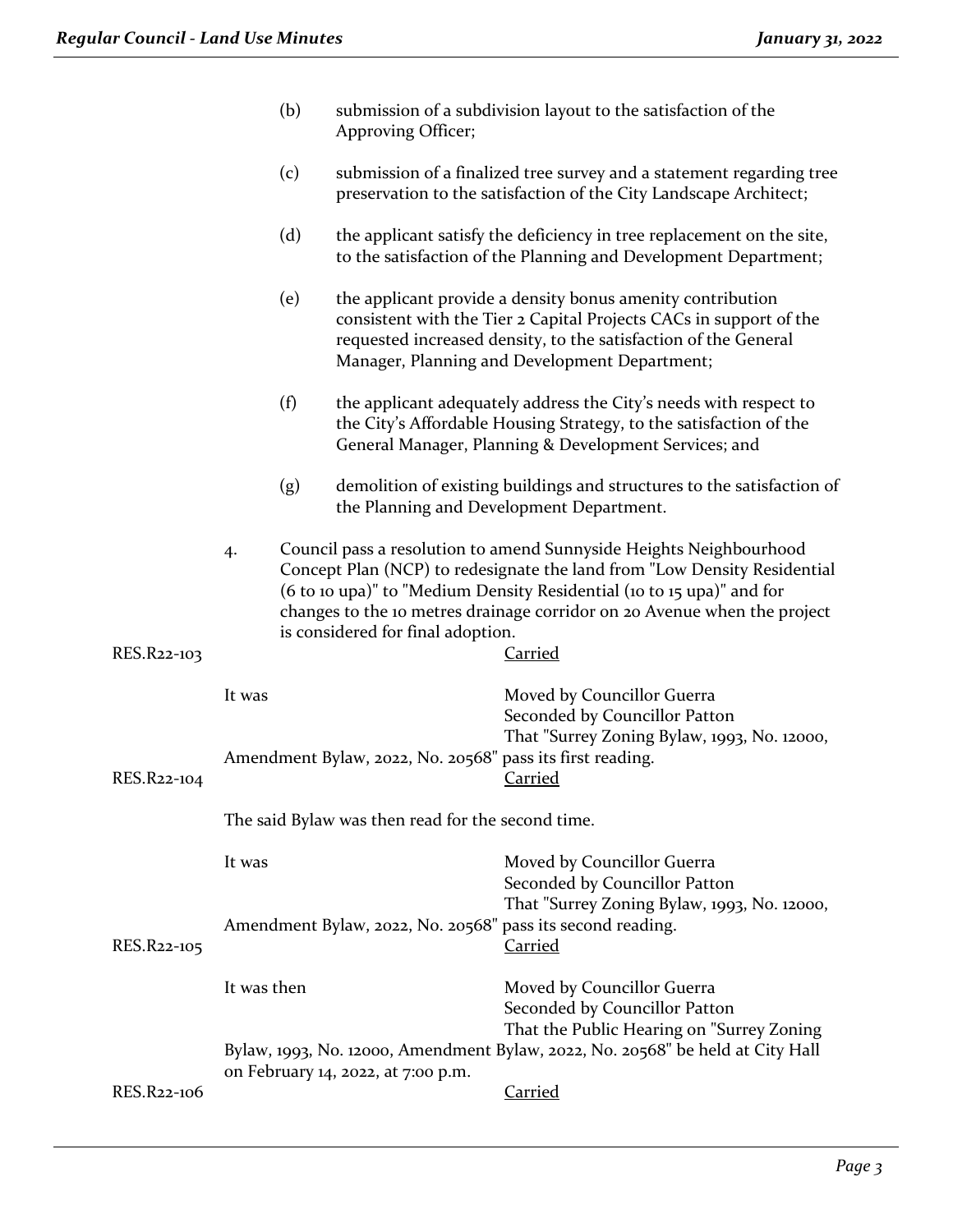(b) submission of a subdivision layout to the satisfaction of the Approving Officer;

(c) submission of a finalized tree survey and a statement regarding tree preservation to the satisfaction of the City Landscape Architect;

(d) the applicant satisfy the deficiency in tree replacement on the site, to the satisfaction of the Planning and Development Department;

(e) the applicant provide a density bonus amenity contribution consistent with the Tier 2 Capital Projects CACs in support of the requested increased density, to the satisfaction of the General Manager, Planning and Development Department;

(f) the applicant adequately address the City's needs with respect to the City's Affordable Housing Strategy, to the satisfaction of the General Manager, Planning & Development Services; and

(g) demolition of existing buildings and structures to the satisfaction of the Planning and Development Department.

4. Council pass a resolution to amend Sunnyside Heights Neighbourhood Concept Plan (NCP) to redesignate the land from "Low Density Residential (6 to 10 upa)" to "Medium Density Residential (10 to 15 upa)" and for changes to the 10 metres drainage corridor on 20 Avenue when the project is considered for final adoption.

RES.R22-103 Carried

It was Moved by Councillor Guerra
Seconded by Councillor Patton
That "Surrey Zoning Bylaw, 1993, No. 12000, Amendment Bylaw, 2022, No. 20568" pass its first reading.

RES.R22-104 Carried

The said Bylaw was then read for the second time.

It was Moved by Councillor Guerra
Seconded by Councillor Patton
That "Surrey Zoning Bylaw, 1993, No. 12000, Amendment Bylaw, 2022, No. 20568" pass its second reading.

RES.R22-105 Carried

It was then Moved by Councillor Guerra
Seconded by Councillor Patton
That the Public Hearing on "Surrey Zoning Bylaw, 1993, No. 12000, Amendment Bylaw, 2022, No. 20568" be held at City Hall on February 14, 2022, at 7:00 p.m.

RES.R22-106 Carried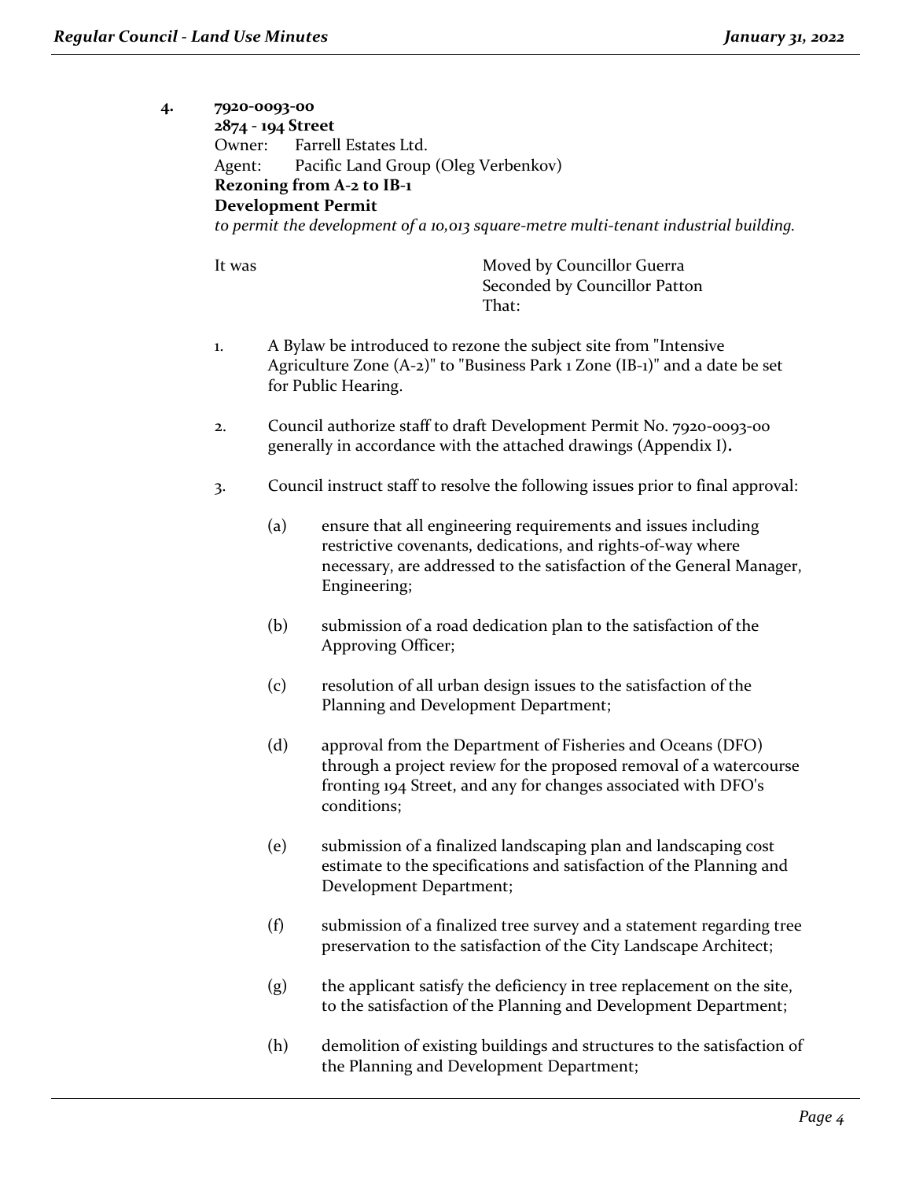**4. 7920-0093-00**
**2874 - 194 Street**
Owner: Farrell Estates Ltd.
Agent: Pacific Land Group (Oleg Verbenkov)
**Rezoning from A-2 to IB-1**
**Development Permit**
*to permit the development of a 10,013 square-metre multi-tenant industrial building.*

It was Moved by Councillor Guerra
Seconded by Councillor Patton
That:

1. A Bylaw be introduced to rezone the subject site from "Intensive Agriculture Zone (A-2)" to "Business Park 1 Zone (IB-1)" and a date be set for Public Hearing.

2. Council authorize staff to draft Development Permit No. 7920-0093-00 generally in accordance with the attached drawings (Appendix I).

3. Council instruct staff to resolve the following issues prior to final approval:

   (a) ensure that all engineering requirements and issues including restrictive covenants, dedications, and rights-of-way where necessary, are addressed to the satisfaction of the General Manager, Engineering;

   (b) submission of a road dedication plan to the satisfaction of the Approving Officer;

   (c) resolution of all urban design issues to the satisfaction of the Planning and Development Department;

   (d) approval from the Department of Fisheries and Oceans (DFO) through a project review for the proposed removal of a watercourse fronting 194 Street, and any for changes associated with DFO's conditions;

   (e) submission of a finalized landscaping plan and landscaping cost estimate to the specifications and satisfaction of the Planning and Development Department;

   (f) submission of a finalized tree survey and a statement regarding tree preservation to the satisfaction of the City Landscape Architect;

   (g) the applicant satisfy the deficiency in tree replacement on the site, to the satisfaction of the Planning and Development Department;

   (h) demolition of existing buildings and structures to the satisfaction of the Planning and Development Department;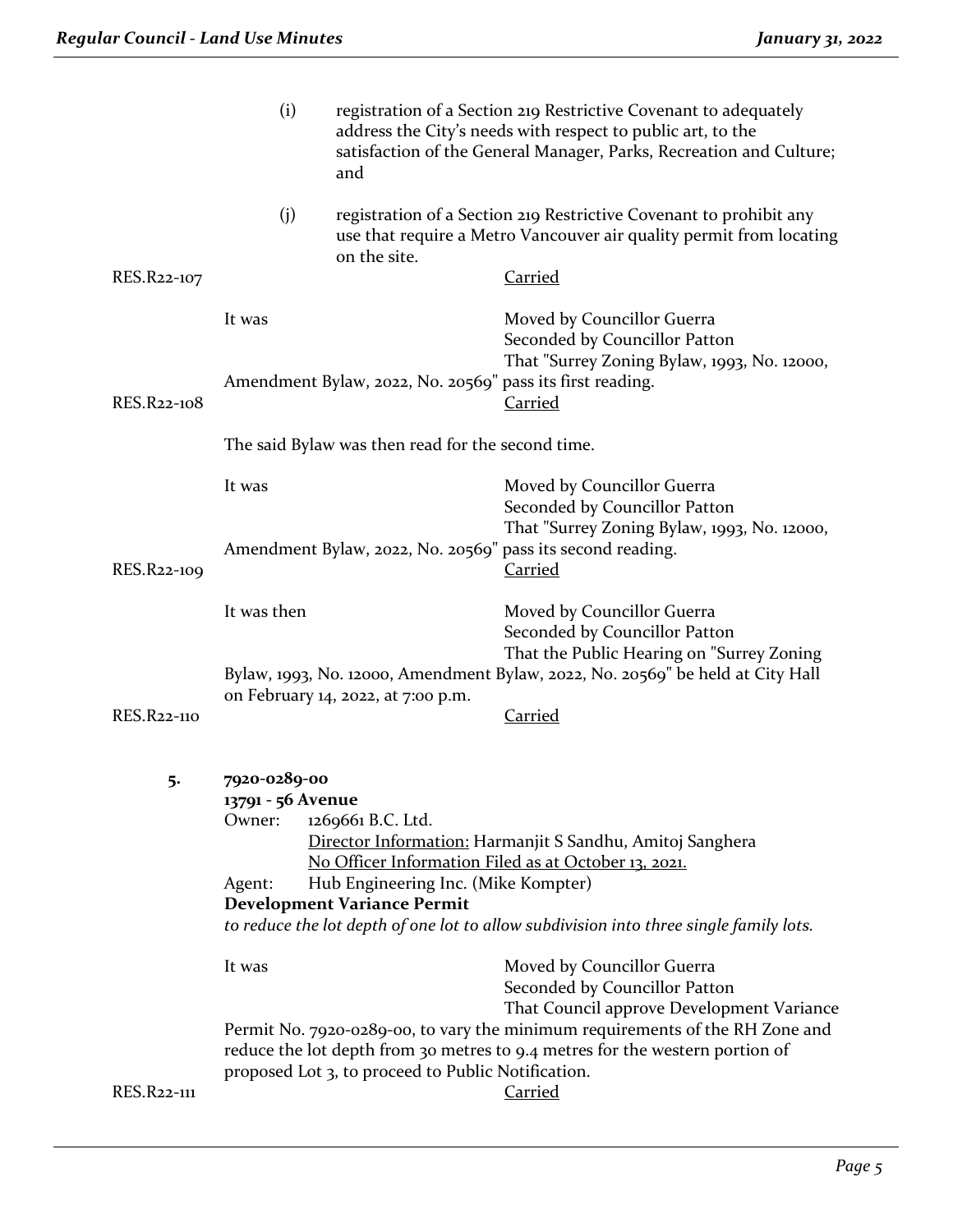(i) registration of a Section 219 Restrictive Covenant to adequately address the City's needs with respect to public art, to the satisfaction of the General Manager, Parks, Recreation and Culture; and

(j) registration of a Section 219 Restrictive Covenant to prohibit any use that require a Metro Vancouver air quality permit from locating on the site.

RES.R22-107 Carried

It was Moved by Councillor Guerra
Seconded by Councillor Patton
That "Surrey Zoning Bylaw, 1993, No. 12000, Amendment Bylaw, 2022, No. 20569" pass its first reading.

RES.R22-108 Carried

The said Bylaw was then read for the second time.

It was Moved by Councillor Guerra
Seconded by Councillor Patton
That "Surrey Zoning Bylaw, 1993, No. 12000, Amendment Bylaw, 2022, No. 20569" pass its second reading.

RES.R22-109 Carried

It was then Moved by Councillor Guerra
Seconded by Councillor Patton
That the Public Hearing on "Surrey Zoning Bylaw, 1993, No. 12000, Amendment Bylaw, 2022, No. 20569" be held at City Hall on February 14, 2022, at 7:00 p.m.

RES.R22-110 Carried

**5. 7920-0289-00**
**13791 - 56 Avenue**
Owner: 1269661 B.C. Ltd.
Director Information: Harmanjit S Sandhu, Amitoj Sanghera
No Officer Information Filed as at October 13, 2021.
Agent: Hub Engineering Inc. (Mike Kompter)
**Development Variance Permit**
*to reduce the lot depth of one lot to allow subdivision into three single family lots.*

It was Moved by Councillor Guerra
Seconded by Councillor Patton
That Council approve Development Variance Permit No. 7920-0289-00, to vary the minimum requirements of the RH Zone and reduce the lot depth from 30 metres to 9.4 metres for the western portion of proposed Lot 3, to proceed to Public Notification.

RES.R22-111 Carried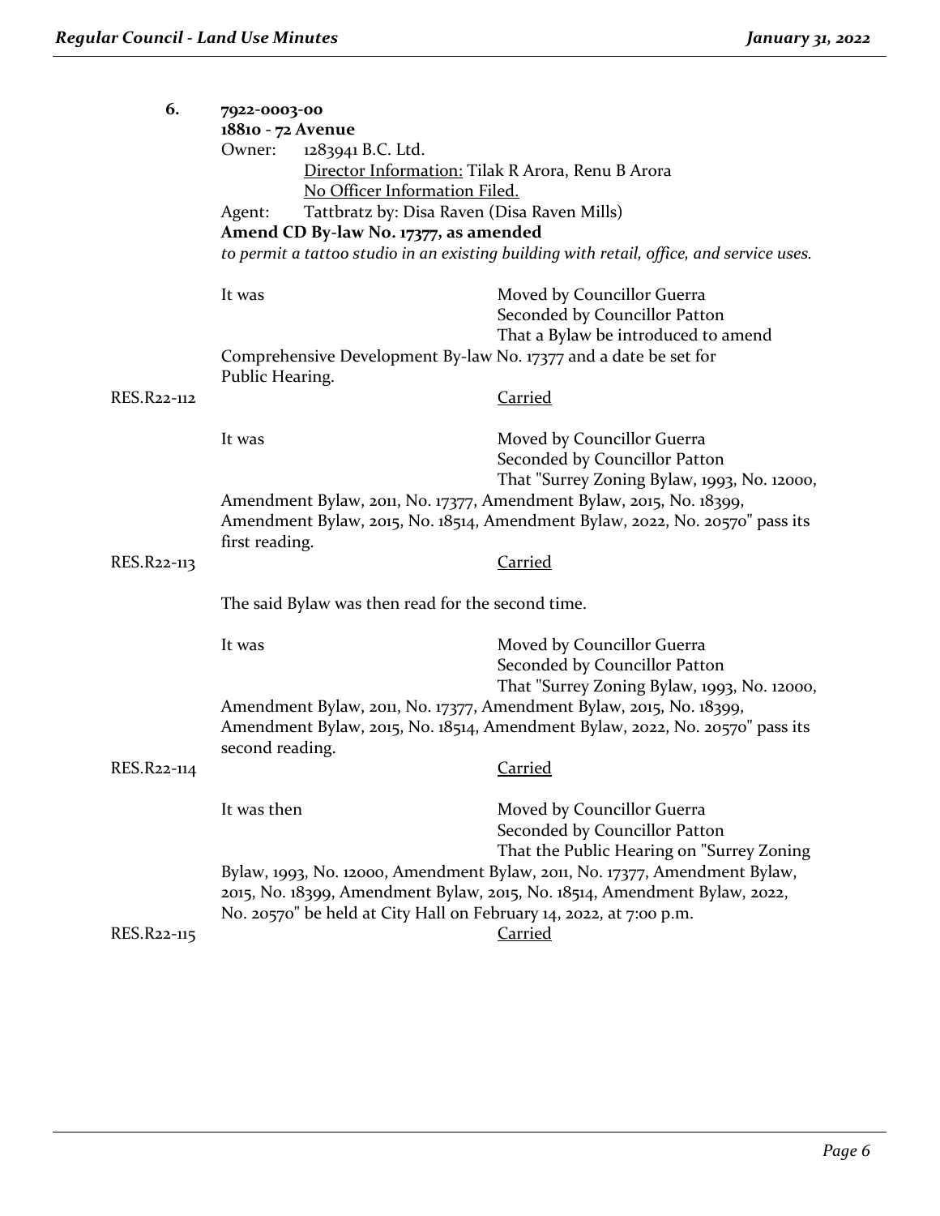**6.** **7922-0003-00**
**18810 - 72 Avenue**
Owner: 1283941 B.C. Ltd.
Director Information: Tilak R Arora, Renu B Arora
No Officer Information Filed.
Agent: Tattbratz by: Disa Raven (Disa Raven Mills)
**Amend CD By-law No. 17377, as amended**
*to permit a tattoo studio in an existing building with retail, office, and service uses.*

It was Moved by Councillor Guerra
Seconded by Councillor Patton
That a Bylaw be introduced to amend Comprehensive Development By-law No. 17377 and a date be set for Public Hearing.

RES.R22-112 Carried

It was Moved by Councillor Guerra
Seconded by Councillor Patton
That "Surrey Zoning Bylaw, 1993, No. 12000, Amendment Bylaw, 2011, No. 17377, Amendment Bylaw, 2015, No. 18399, Amendment Bylaw, 2015, No. 18514, Amendment Bylaw, 2022, No. 20570" pass its first reading.

RES.R22-113 Carried

The said Bylaw was then read for the second time.

It was Moved by Councillor Guerra
Seconded by Councillor Patton
That "Surrey Zoning Bylaw, 1993, No. 12000, Amendment Bylaw, 2011, No. 17377, Amendment Bylaw, 2015, No. 18399, Amendment Bylaw, 2015, No. 18514, Amendment Bylaw, 2022, No. 20570" pass its second reading.

RES.R22-114 Carried

It was then Moved by Councillor Guerra
Seconded by Councillor Patton
That the Public Hearing on "Surrey Zoning Bylaw, 1993, No. 12000, Amendment Bylaw, 2011, No. 17377, Amendment Bylaw, 2015, No. 18399, Amendment Bylaw, 2015, No. 18514, Amendment Bylaw, 2022, No. 20570" be held at City Hall on February 14, 2022, at 7:00 p.m.

RES.R22-115 Carried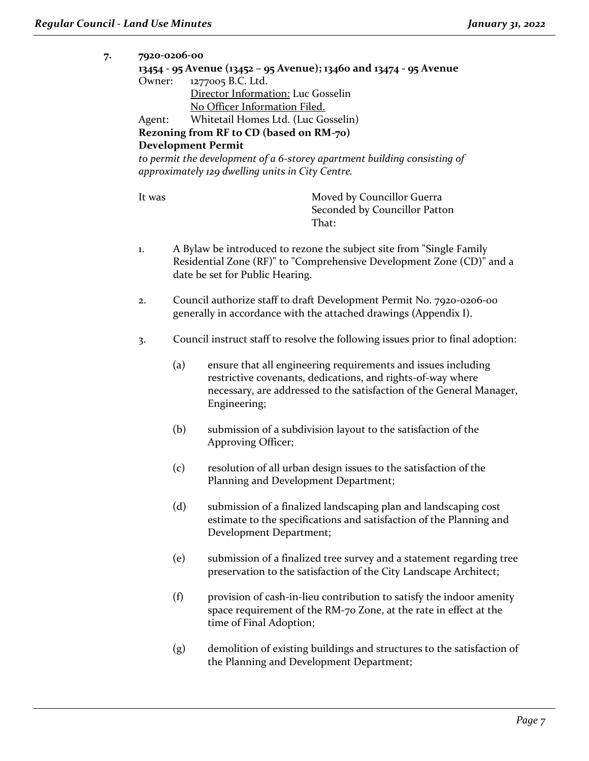**7. 7920-0206-00**

**13454 - 95 Avenue (13452 – 95 Avenue); 13460 and 13474 - 95 Avenue**

Owner: 1277005 B.C. Ltd.
Director Information: Luc Gosselin
No Officer Information Filed.

Agent: Whitetail Homes Ltd. (Luc Gosselin)

**Rezoning from RF to CD (based on RM-70)**

**Development Permit**

*to permit the development of a 6-storey apartment building consisting of approximately 129 dwelling units in City Centre.*

It was Moved by Councillor Guerra
Seconded by Councillor Patton
That:

1. A Bylaw be introduced to rezone the subject site from "Single Family Residential Zone (RF)" to "Comprehensive Development Zone (CD)" and a date be set for Public Hearing.

2. Council authorize staff to draft Development Permit No. 7920-0206-00 generally in accordance with the attached drawings (Appendix I).

3. Council instruct staff to resolve the following issues prior to final adoption:

   (a) ensure that all engineering requirements and issues including restrictive covenants, dedications, and rights-of-way where necessary, are addressed to the satisfaction of the General Manager, Engineering;

   (b) submission of a subdivision layout to the satisfaction of the Approving Officer;

   (c) resolution of all urban design issues to the satisfaction of the Planning and Development Department;

   (d) submission of a finalized landscaping plan and landscaping cost estimate to the specifications and satisfaction of the Planning and Development Department;

   (e) submission of a finalized tree survey and a statement regarding tree preservation to the satisfaction of the City Landscape Architect;

   (f) provision of cash-in-lieu contribution to satisfy the indoor amenity space requirement of the RM-70 Zone, at the rate in effect at the time of Final Adoption;

   (g) demolition of existing buildings and structures to the satisfaction of the Planning and Development Department;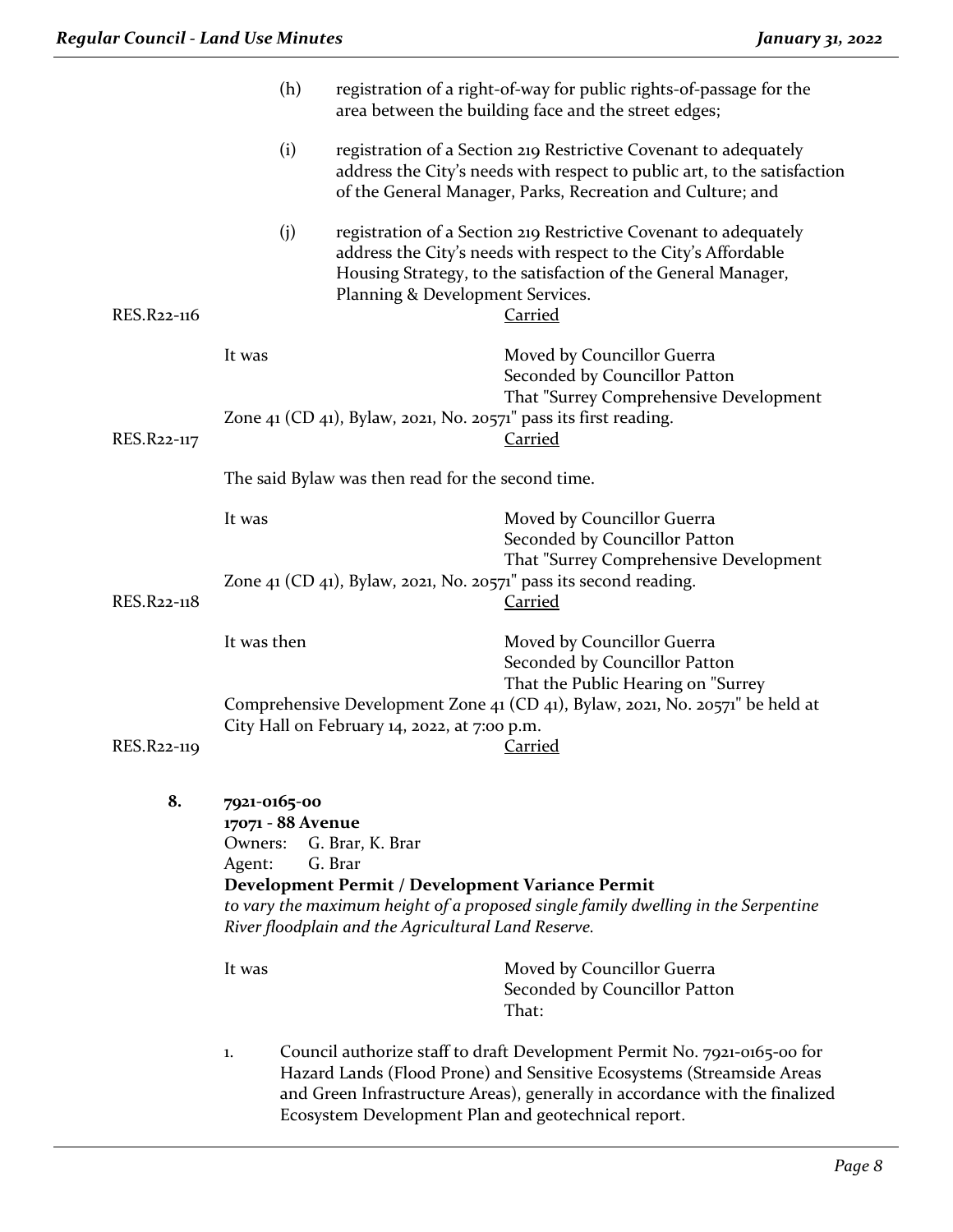(h) registration of a right-of-way for public rights-of-passage for the area between the building face and the street edges;

(i) registration of a Section 219 Restrictive Covenant to adequately address the City's needs with respect to public art, to the satisfaction of the General Manager, Parks, Recreation and Culture; and

(j) registration of a Section 219 Restrictive Covenant to adequately address the City's needs with respect to the City's Affordable Housing Strategy, to the satisfaction of the General Manager, Planning & Development Services.

RES.R22-116 Carried

It was Moved by Councillor Guerra
Seconded by Councillor Patton
That "Surrey Comprehensive Development Zone 41 (CD 41), Bylaw, 2021, No. 20571" pass its first reading.

RES.R22-117 Carried

The said Bylaw was then read for the second time.

It was Moved by Councillor Guerra
Seconded by Councillor Patton
That "Surrey Comprehensive Development Zone 41 (CD 41), Bylaw, 2021, No. 20571" pass its second reading.

RES.R22-118 Carried

It was then Moved by Councillor Guerra
Seconded by Councillor Patton
That the Public Hearing on "Surrey Comprehensive Development Zone 41 (CD 41), Bylaw, 2021, No. 20571" be held at City Hall on February 14, 2022, at 7:00 p.m.

RES.R22-119 Carried

**8. 7921-0165-00**
**17071 - 88 Avenue**
Owners: G. Brar, K. Brar
Agent: G. Brar
**Development Permit / Development Variance Permit**
*to vary the maximum height of a proposed single family dwelling in the Serpentine River floodplain and the Agricultural Land Reserve.*

It was Moved by Councillor Guerra
Seconded by Councillor Patton
That:

1. Council authorize staff to draft Development Permit No. 7921-0165-00 for Hazard Lands (Flood Prone) and Sensitive Ecosystems (Streamside Areas and Green Infrastructure Areas), generally in accordance with the finalized Ecosystem Development Plan and geotechnical report.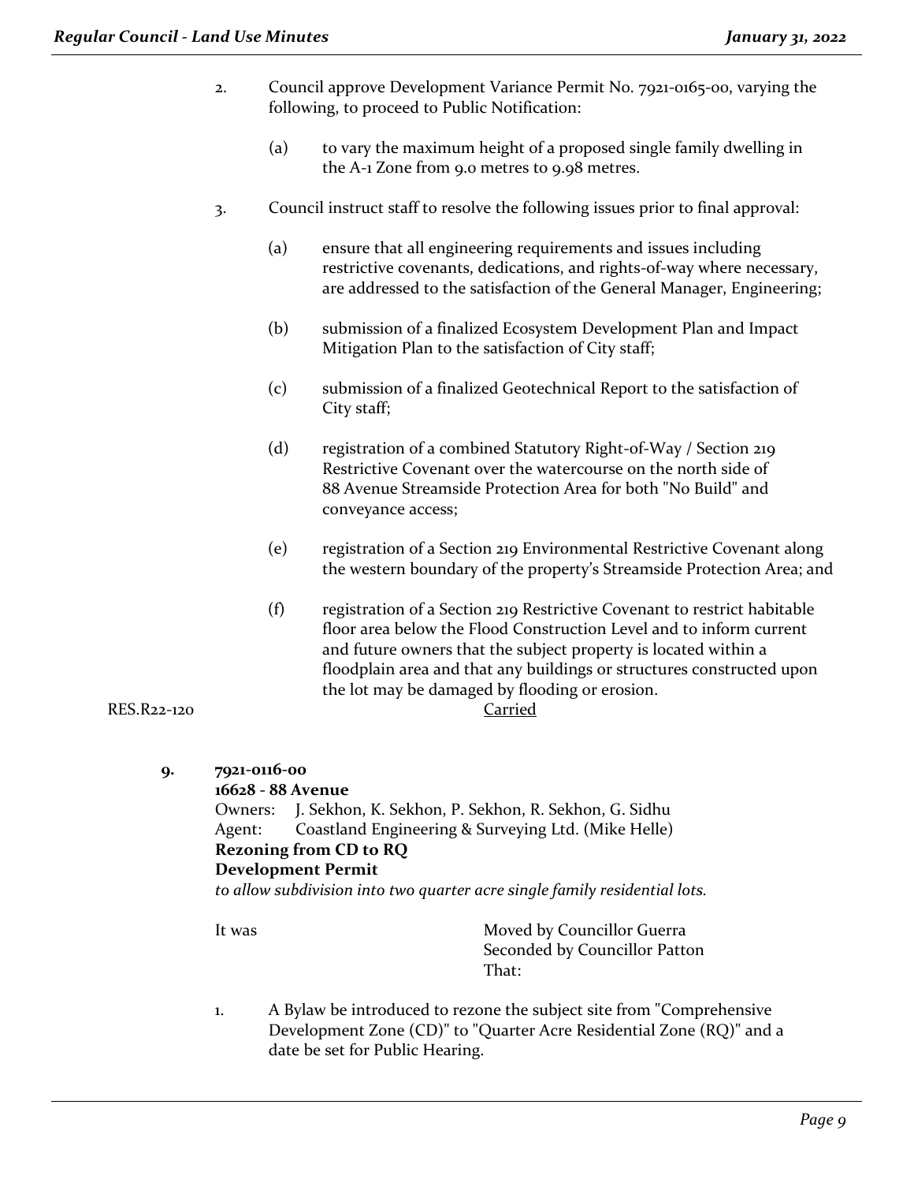2. Council approve Development Variance Permit No. 7921-0165-00, varying the following, to proceed to Public Notification:

   (a) to vary the maximum height of a proposed single family dwelling in the A-1 Zone from 9.0 metres to 9.98 metres.

3. Council instruct staff to resolve the following issues prior to final approval:

   (a) ensure that all engineering requirements and issues including restrictive covenants, dedications, and rights-of-way where necessary, are addressed to the satisfaction of the General Manager, Engineering;

   (b) submission of a finalized Ecosystem Development Plan and Impact Mitigation Plan to the satisfaction of City staff;

   (c) submission of a finalized Geotechnical Report to the satisfaction of City staff;

   (d) registration of a combined Statutory Right-of-Way / Section 219 Restrictive Covenant over the watercourse on the north side of 88 Avenue Streamside Protection Area for both "No Build" and conveyance access;

   (e) registration of a Section 219 Environmental Restrictive Covenant along the western boundary of the property's Streamside Protection Area; and

   (f) registration of a Section 219 Restrictive Covenant to restrict habitable floor area below the Flood Construction Level and to inform current and future owners that the subject property is located within a floodplain area and that any buildings or structures constructed upon the lot may be damaged by flooding or erosion.

RES.R22-120 Carried

**9. 7921-0116-00**
**16628 - 88 Avenue**
Owners: J. Sekhon, K. Sekhon, P. Sekhon, R. Sekhon, G. Sidhu
Agent: Coastland Engineering & Surveying Ltd. (Mike Helle)
**Rezoning from CD to RQ**
**Development Permit**
*to allow subdivision into two quarter acre single family residential lots.*

It was Moved by Councillor Guerra
Seconded by Councillor Patton
That:

1. A Bylaw be introduced to rezone the subject site from "Comprehensive Development Zone (CD)" to "Quarter Acre Residential Zone (RQ)" and a date be set for Public Hearing.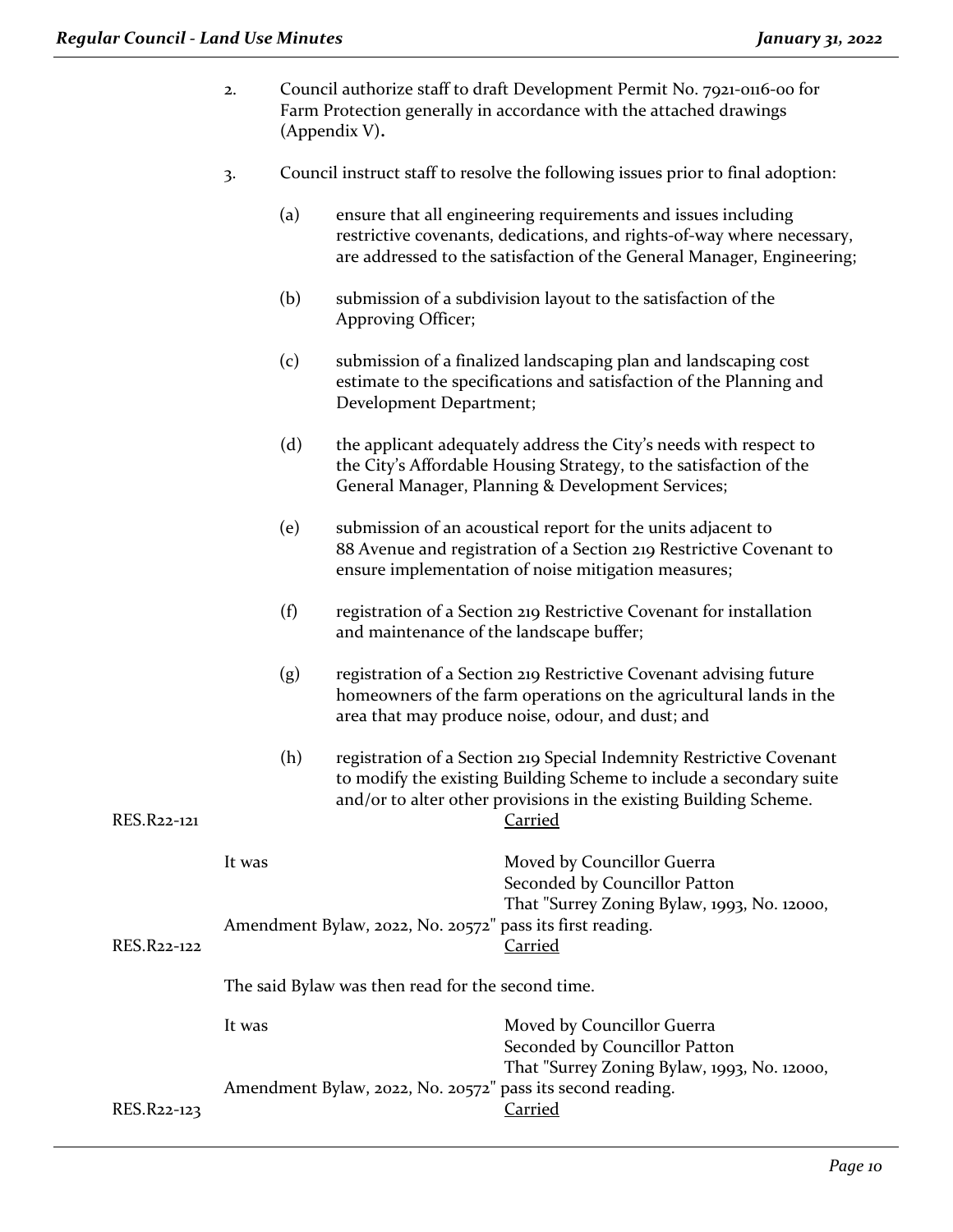2. Council authorize staff to draft Development Permit No. 7921-0116-00 for Farm Protection generally in accordance with the attached drawings (Appendix V).

3. Council instruct staff to resolve the following issues prior to final adoption:

   (a) ensure that all engineering requirements and issues including restrictive covenants, dedications, and rights-of-way where necessary, are addressed to the satisfaction of the General Manager, Engineering;

   (b) submission of a subdivision layout to the satisfaction of the Approving Officer;

   (c) submission of a finalized landscaping plan and landscaping cost estimate to the specifications and satisfaction of the Planning and Development Department;

   (d) the applicant adequately address the City's needs with respect to the City's Affordable Housing Strategy, to the satisfaction of the General Manager, Planning & Development Services;

   (e) submission of an acoustical report for the units adjacent to 88 Avenue and registration of a Section 219 Restrictive Covenant to ensure implementation of noise mitigation measures;

   (f) registration of a Section 219 Restrictive Covenant for installation and maintenance of the landscape buffer;

   (g) registration of a Section 219 Restrictive Covenant advising future homeowners of the farm operations on the agricultural lands in the area that may produce noise, odour, and dust; and

   (h) registration of a Section 219 Special Indemnity Restrictive Covenant to modify the existing Building Scheme to include a secondary suite and/or to alter other provisions in the existing Building Scheme.

RES.R22-121 Carried

It was Moved by Councillor Guerra
Seconded by Councillor Patton
That "Surrey Zoning Bylaw, 1993, No. 12000, Amendment Bylaw, 2022, No. 20572" pass its first reading.

RES.R22-122 Carried

The said Bylaw was then read for the second time.

It was Moved by Councillor Guerra
Seconded by Councillor Patton
That "Surrey Zoning Bylaw, 1993, No. 12000, Amendment Bylaw, 2022, No. 20572" pass its second reading.

RES.R22-123 Carried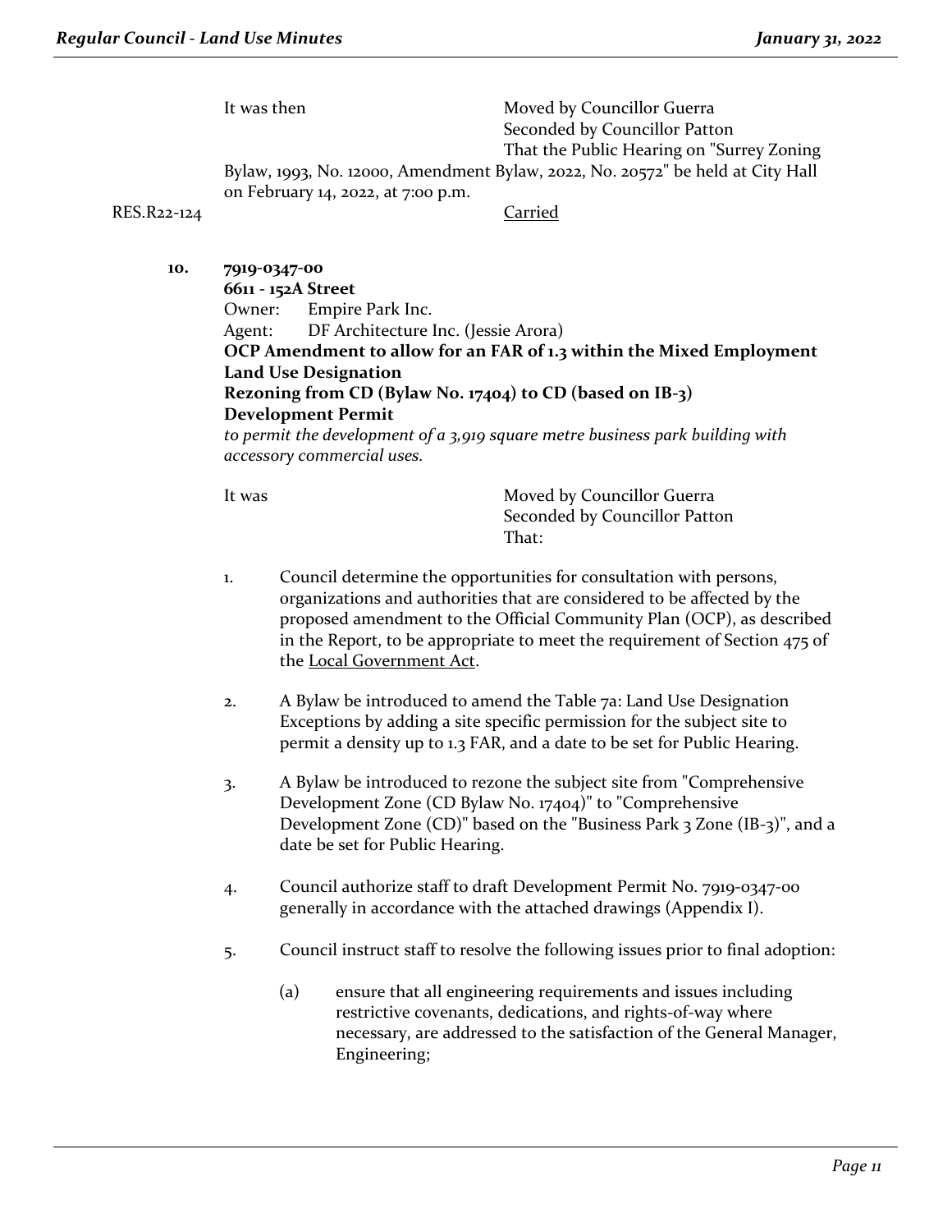It was then Moved by Councillor Guerra
Seconded by Councillor Patton
That the Public Hearing on "Surrey Zoning Bylaw, 1993, No. 12000, Amendment Bylaw, 2022, No. 20572" be held at City Hall on February 14, 2022, at 7:00 p.m.

RES.R22-124 Carried

**10. 7919-0347-00**
**6611 - 152A Street**
Owner: Empire Park Inc.
Agent: DF Architecture Inc. (Jessie Arora)
**OCP Amendment to allow for an FAR of 1.3 within the Mixed Employment Land Use Designation**
**Rezoning from CD (Bylaw No. 17404) to CD (based on IB-3)**
**Development Permit**
*to permit the development of a 3,919 square metre business park building with accessory commercial uses.*

It was Moved by Councillor Guerra
Seconded by Councillor Patton
That:

1. Council determine the opportunities for consultation with persons, organizations and authorities that are considered to be affected by the proposed amendment to the Official Community Plan (OCP), as described in the Report, to be appropriate to meet the requirement of Section 475 of the Local Government Act.

2. A Bylaw be introduced to amend the Table 7a: Land Use Designation Exceptions by adding a site specific permission for the subject site to permit a density up to 1.3 FAR, and a date to be set for Public Hearing.

3. A Bylaw be introduced to rezone the subject site from "Comprehensive Development Zone (CD Bylaw No. 17404)" to "Comprehensive Development Zone (CD)" based on the "Business Park 3 Zone (IB-3)", and a date be set for Public Hearing.

4. Council authorize staff to draft Development Permit No. 7919-0347-00 generally in accordance with the attached drawings (Appendix I).

5. Council instruct staff to resolve the following issues prior to final adoption:

   (a) ensure that all engineering requirements and issues including restrictive covenants, dedications, and rights-of-way where necessary, are addressed to the satisfaction of the General Manager, Engineering;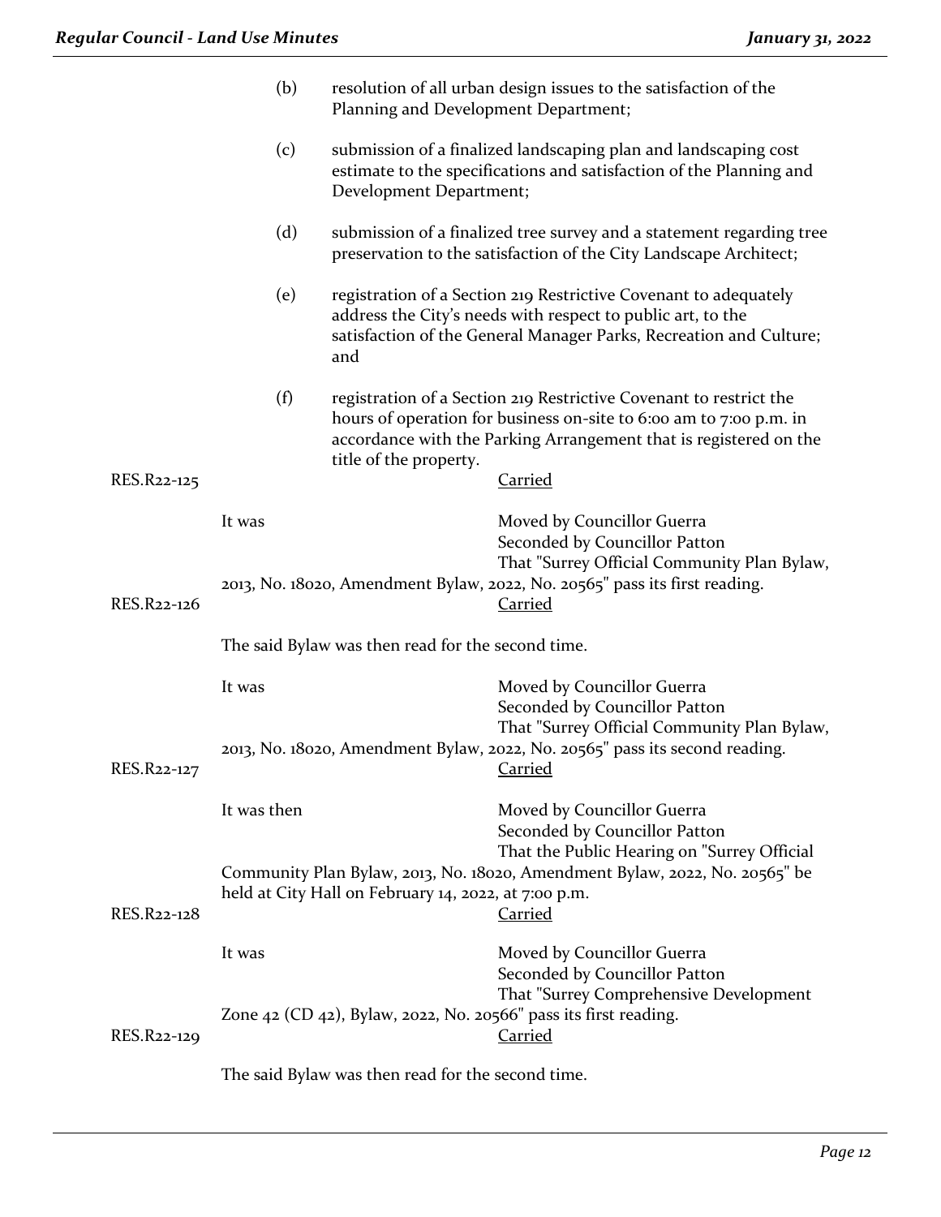(b) resolution of all urban design issues to the satisfaction of the Planning and Development Department;

(c) submission of a finalized landscaping plan and landscaping cost estimate to the specifications and satisfaction of the Planning and Development Department;

(d) submission of a finalized tree survey and a statement regarding tree preservation to the satisfaction of the City Landscape Architect;

(e) registration of a Section 219 Restrictive Covenant to adequately address the City's needs with respect to public art, to the satisfaction of the General Manager Parks, Recreation and Culture; and

(f) registration of a Section 219 Restrictive Covenant to restrict the hours of operation for business on-site to 6:00 am to 7:00 p.m. in accordance with the Parking Arrangement that is registered on the title of the property.

RES.R22-125 Carried

It was Moved by Councillor Guerra
Seconded by Councillor Patton
That "Surrey Official Community Plan Bylaw, 2013, No. 18020, Amendment Bylaw, 2022, No. 20565" pass its first reading.

RES.R22-126 Carried

The said Bylaw was then read for the second time.

It was Moved by Councillor Guerra
Seconded by Councillor Patton
That "Surrey Official Community Plan Bylaw, 2013, No. 18020, Amendment Bylaw, 2022, No. 20565" pass its second reading.

RES.R22-127 Carried

It was then Moved by Councillor Guerra
Seconded by Councillor Patton
That the Public Hearing on "Surrey Official Community Plan Bylaw, 2013, No. 18020, Amendment Bylaw, 2022, No. 20565" be held at City Hall on February 14, 2022, at 7:00 p.m.

RES.R22-128 Carried

It was Moved by Councillor Guerra
Seconded by Councillor Patton
That "Surrey Comprehensive Development Zone 42 (CD 42), Bylaw, 2022, No. 20566" pass its first reading.

RES.R22-129 Carried

The said Bylaw was then read for the second time.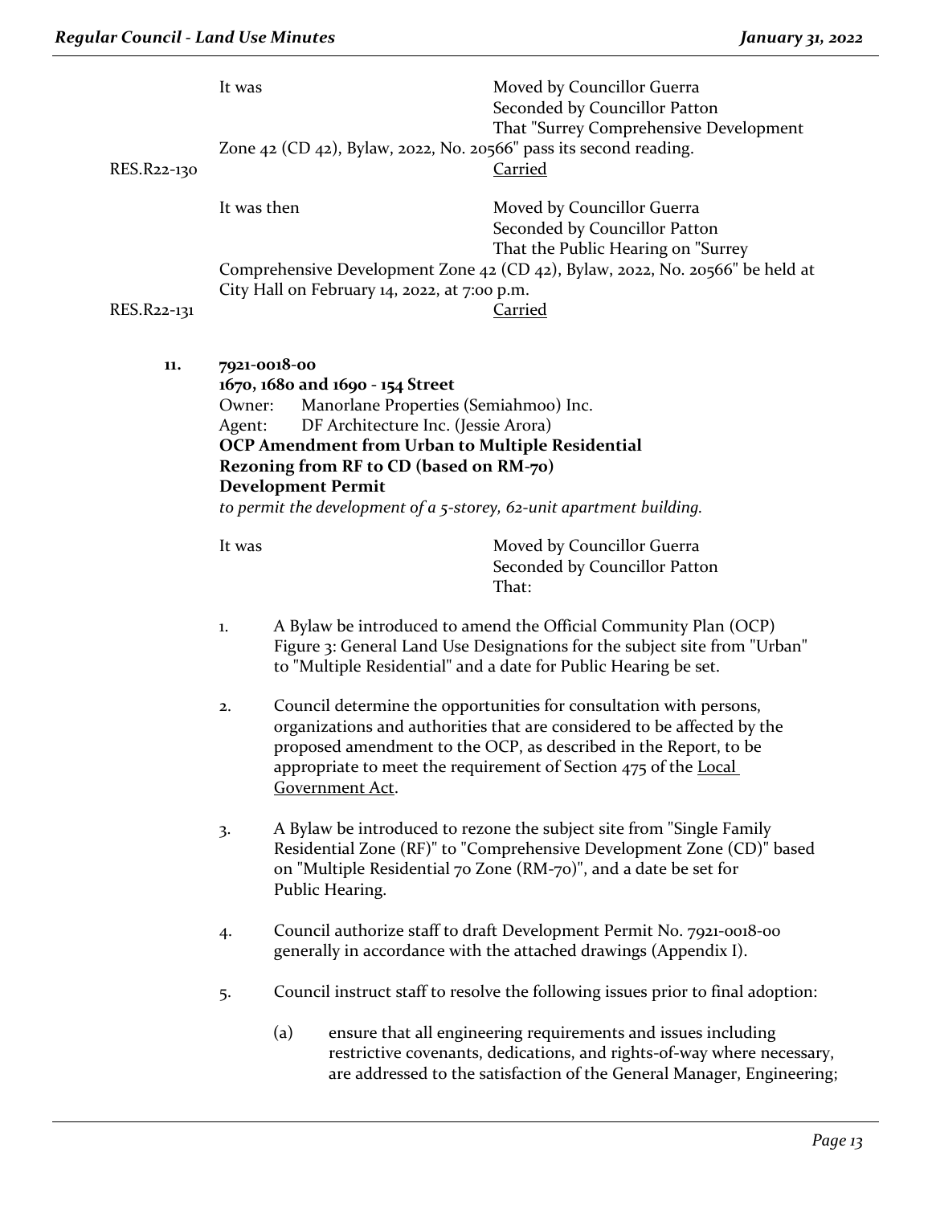It was Moved by Councillor Guerra
Seconded by Councillor Patton
That "Surrey Comprehensive Development Zone 42 (CD 42), Bylaw, 2022, No. 20566" pass its second reading.

RES.R22-130 Carried

It was then Moved by Councillor Guerra
Seconded by Councillor Patton
That the Public Hearing on "Surrey Comprehensive Development Zone 42 (CD 42), Bylaw, 2022, No. 20566" be held at City Hall on February 14, 2022, at 7:00 p.m.

RES.R22-131 Carried

**11. 7921-0018-00**
**1670, 1680 and 1690 - 154 Street**
Owner: Manorlane Properties (Semiahmoo) Inc.
Agent: DF Architecture Inc. (Jessie Arora)
**OCP Amendment from Urban to Multiple Residential**
**Rezoning from RF to CD (based on RM-70)**
**Development Permit**
*to permit the development of a 5-storey, 62-unit apartment building.*

It was Moved by Councillor Guerra
Seconded by Councillor Patton
That:

1. A Bylaw be introduced to amend the Official Community Plan (OCP) Figure 3: General Land Use Designations for the subject site from "Urban" to "Multiple Residential" and a date for Public Hearing be set.

2. Council determine the opportunities for consultation with persons, organizations and authorities that are considered to be affected by the proposed amendment to the OCP, as described in the Report, to be appropriate to meet the requirement of Section 475 of the Local Government Act.

3. A Bylaw be introduced to rezone the subject site from "Single Family Residential Zone (RF)" to "Comprehensive Development Zone (CD)" based on "Multiple Residential 70 Zone (RM-70)", and a date be set for Public Hearing.

4. Council authorize staff to draft Development Permit No. 7921-0018-00 generally in accordance with the attached drawings (Appendix I).

5. Council instruct staff to resolve the following issues prior to final adoption:

   (a) ensure that all engineering requirements and issues including restrictive covenants, dedications, and rights-of-way where necessary, are addressed to the satisfaction of the General Manager, Engineering;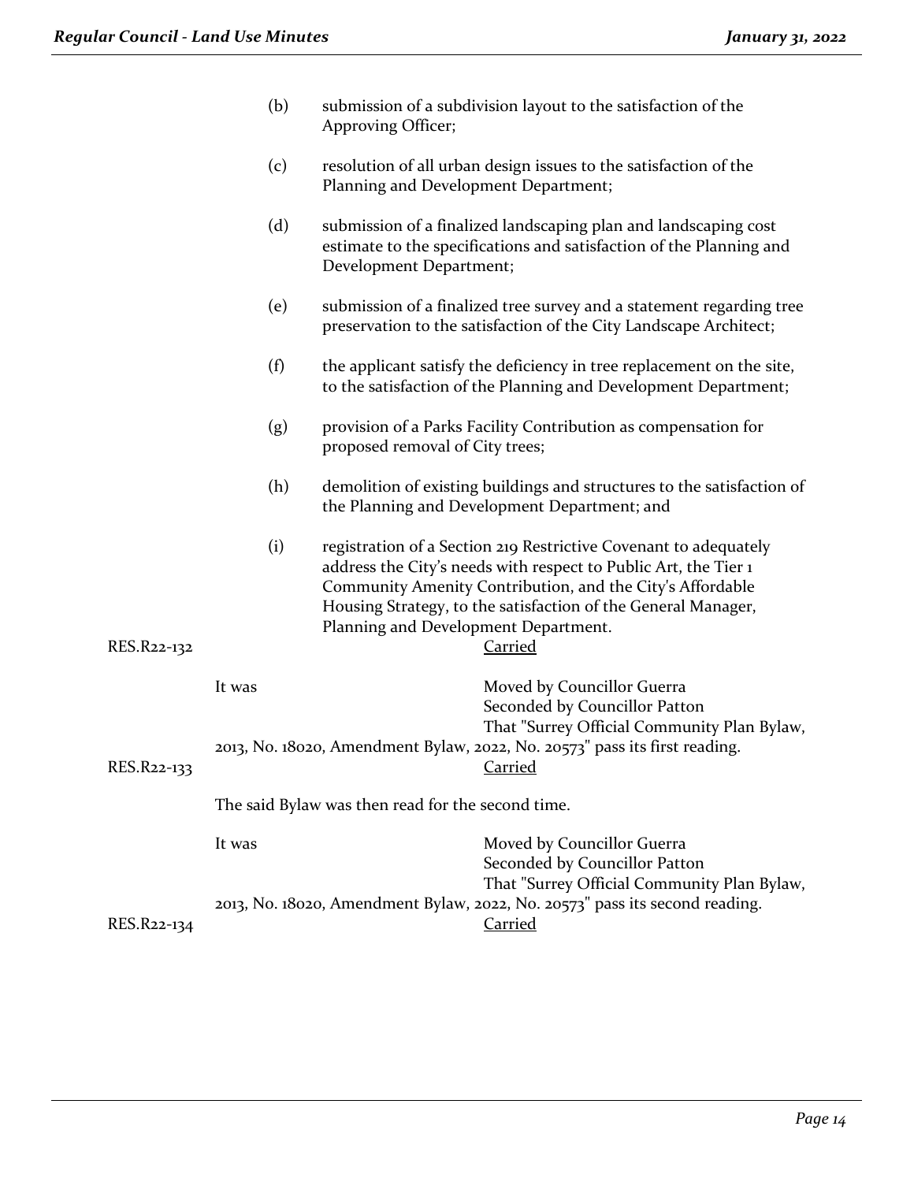(b) submission of a subdivision layout to the satisfaction of the Approving Officer;

(c) resolution of all urban design issues to the satisfaction of the Planning and Development Department;

(d) submission of a finalized landscaping plan and landscaping cost estimate to the specifications and satisfaction of the Planning and Development Department;

(e) submission of a finalized tree survey and a statement regarding tree preservation to the satisfaction of the City Landscape Architect;

(f) the applicant satisfy the deficiency in tree replacement on the site, to the satisfaction of the Planning and Development Department;

(g) provision of a Parks Facility Contribution as compensation for proposed removal of City trees;

(h) demolition of existing buildings and structures to the satisfaction of the Planning and Development Department; and

(i) registration of a Section 219 Restrictive Covenant to adequately address the City's needs with respect to Public Art, the Tier 1 Community Amenity Contribution, and the City's Affordable Housing Strategy, to the satisfaction of the General Manager, Planning and Development Department.

RES.R22-132 Carried

It was Moved by Councillor Guerra
Seconded by Councillor Patton
That "Surrey Official Community Plan Bylaw, 2013, No. 18020, Amendment Bylaw, 2022, No. 20573" pass its first reading.

RES.R22-133 Carried

The said Bylaw was then read for the second time.

It was Moved by Councillor Guerra
Seconded by Councillor Patton
That "Surrey Official Community Plan Bylaw, 2013, No. 18020, Amendment Bylaw, 2022, No. 20573" pass its second reading.

RES.R22-134 Carried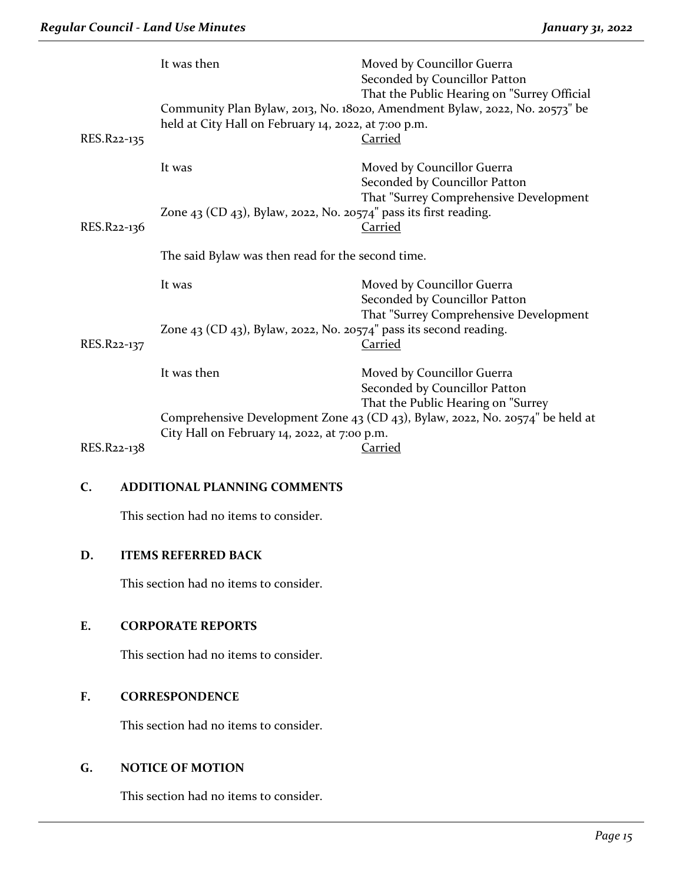It was then Moved by Councillor Guerra
Seconded by Councillor Patton
That the Public Hearing on "Surrey Official Community Plan Bylaw, 2013, No. 18020, Amendment Bylaw, 2022, No. 20573" be held at City Hall on February 14, 2022, at 7:00 p.m.

RES.R22-135 Carried

It was Moved by Councillor Guerra
Seconded by Councillor Patton
That "Surrey Comprehensive Development Zone 43 (CD 43), Bylaw, 2022, No. 20574" pass its first reading.

RES.R22-136 Carried

The said Bylaw was then read for the second time.

It was Moved by Councillor Guerra
Seconded by Councillor Patton
That "Surrey Comprehensive Development Zone 43 (CD 43), Bylaw, 2022, No. 20574" pass its second reading.

RES.R22-137 Carried

It was then Moved by Councillor Guerra
Seconded by Councillor Patton
That the Public Hearing on "Surrey Comprehensive Development Zone 43 (CD 43), Bylaw, 2022, No. 20574" be held at City Hall on February 14, 2022, at 7:00 p.m.

RES.R22-138 Carried

## C. ADDITIONAL PLANNING COMMENTS

This section had no items to consider.

## D. ITEMS REFERRED BACK

This section had no items to consider.

## E. CORPORATE REPORTS

This section had no items to consider.

## F. CORRESPONDENCE

This section had no items to consider.

## G. NOTICE OF MOTION

This section had no items to consider.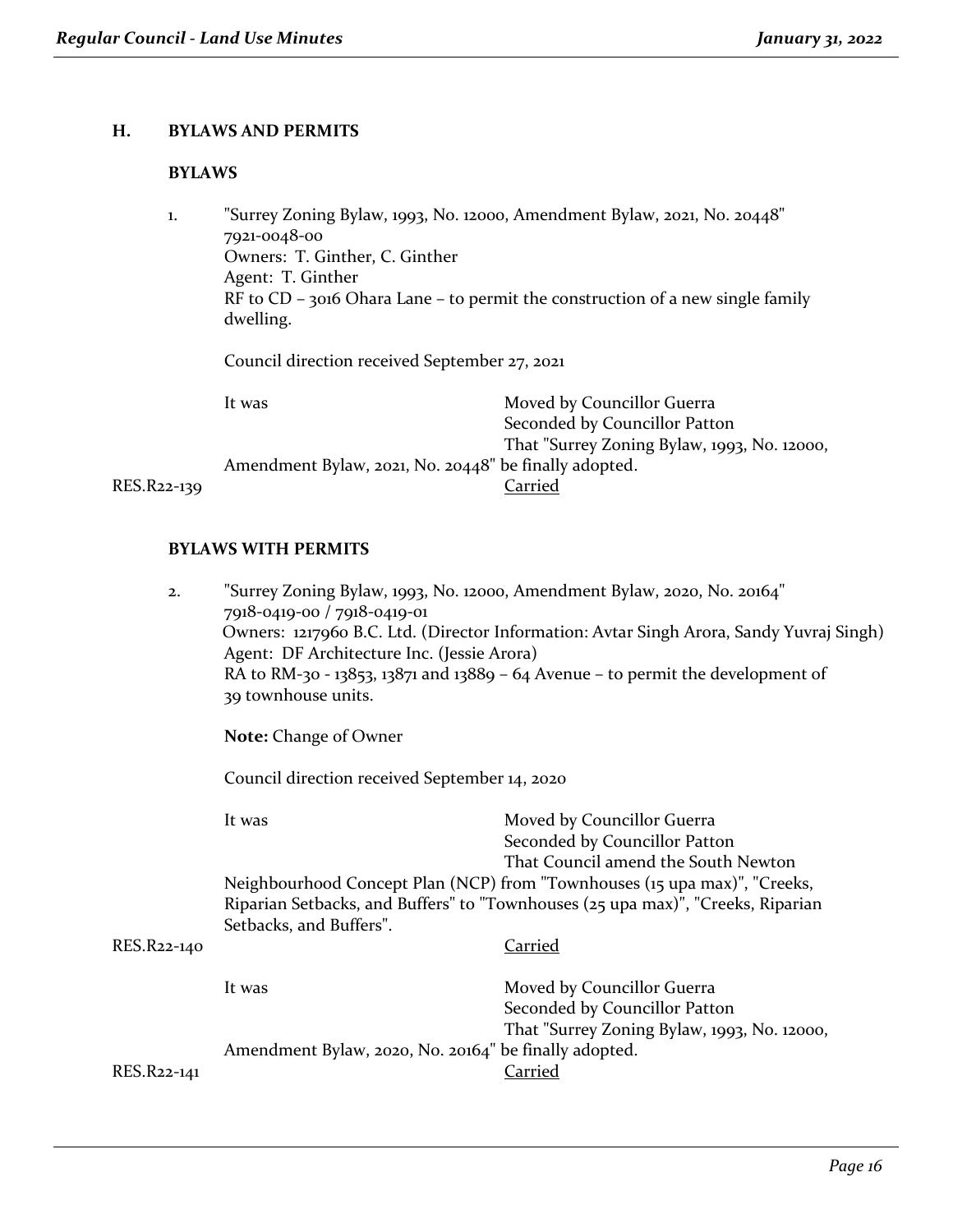## H. BYLAWS AND PERMITS

### BYLAWS

1. "Surrey Zoning Bylaw, 1993, No. 12000, Amendment Bylaw, 2021, No. 20448"
   7921-0048-00
   Owners: T. Ginther, C. Ginther
   Agent: T. Ginther
   RF to CD – 3016 Ohara Lane – to permit the construction of a new single family dwelling.

   Council direction received September 27, 2021

   It was Moved by Councillor Guerra
   Seconded by Councillor Patton
   That "Surrey Zoning Bylaw, 1993, No. 12000, Amendment Bylaw, 2021, No. 20448" be finally adopted.

   RES.R22-139 Carried

### BYLAWS WITH PERMITS

2. "Surrey Zoning Bylaw, 1993, No. 12000, Amendment Bylaw, 2020, No. 20164"
   7918-0419-00 / 7918-0419-01
   Owners: 1217960 B.C. Ltd. (Director Information: Avtar Singh Arora, Sandy Yuvraj Singh)
   Agent: DF Architecture Inc. (Jessie Arora)
   RA to RM-30 - 13853, 13871 and 13889 – 64 Avenue – to permit the development of 39 townhouse units.

   **Note:** Change of Owner

   Council direction received September 14, 2020

   It was Moved by Councillor Guerra
   Seconded by Councillor Patton
   That Council amend the South Newton Neighbourhood Concept Plan (NCP) from "Townhouses (15 upa max)", "Creeks, Riparian Setbacks, and Buffers" to "Townhouses (25 upa max)", "Creeks, Riparian Setbacks, and Buffers".

   RES.R22-140 Carried

   It was Moved by Councillor Guerra
   Seconded by Councillor Patton
   That "Surrey Zoning Bylaw, 1993, No. 12000, Amendment Bylaw, 2020, No. 20164" be finally adopted.

   RES.R22-141 Carried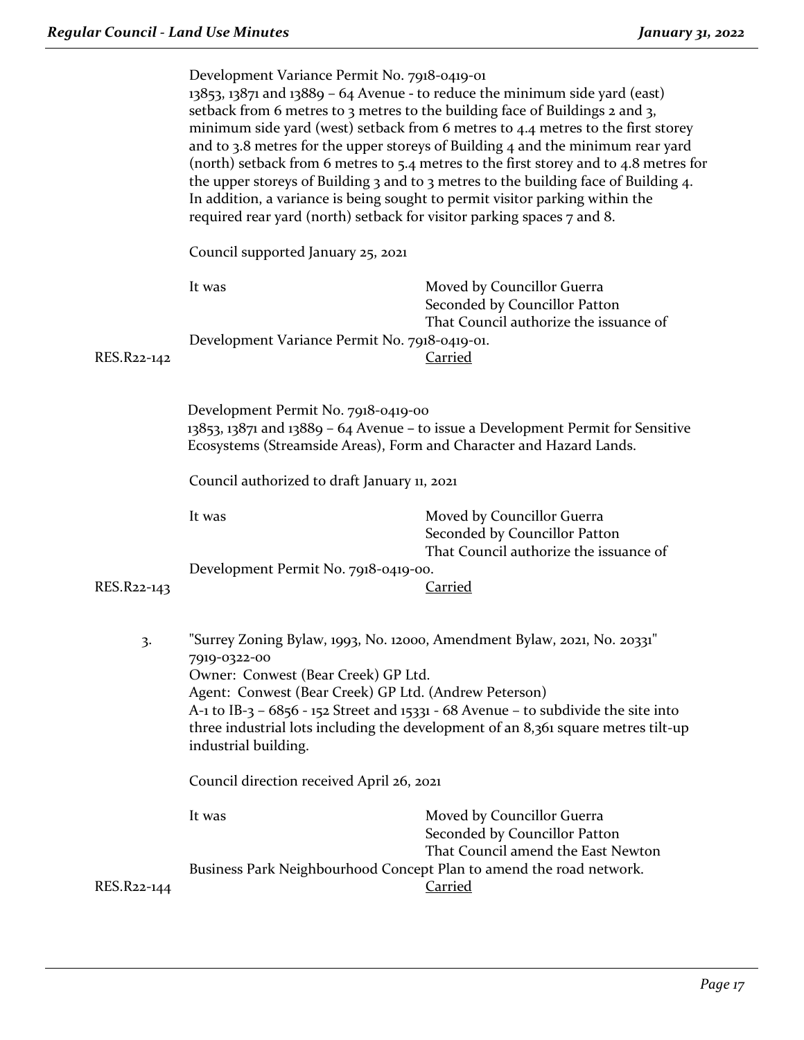Development Variance Permit No. 7918-0419-01
13853, 13871 and 13889 – 64 Avenue - to reduce the minimum side yard (east) setback from 6 metres to 3 metres to the building face of Buildings 2 and 3, minimum side yard (west) setback from 6 metres to 4.4 metres to the first storey and to 3.8 metres for the upper storeys of Building 4 and the minimum rear yard (north) setback from 6 metres to 5.4 metres to the first storey and to 4.8 metres for the upper storeys of Building 3 and to 3 metres to the building face of Building 4. In addition, a variance is being sought to permit visitor parking within the required rear yard (north) setback for visitor parking spaces 7 and 8.

Council supported January 25, 2021

It was Moved by Councillor Guerra
Seconded by Councillor Patton
That Council authorize the issuance of Development Variance Permit No. 7918-0419-01.

RES.R22-142 Carried

Development Permit No. 7918-0419-00
13853, 13871 and 13889 – 64 Avenue – to issue a Development Permit for Sensitive Ecosystems (Streamside Areas), Form and Character and Hazard Lands.

Council authorized to draft January 11, 2021

It was Moved by Councillor Guerra
Seconded by Councillor Patton
That Council authorize the issuance of Development Permit No. 7918-0419-00.

RES.R22-143 Carried

3. "Surrey Zoning Bylaw, 1993, No. 12000, Amendment Bylaw, 2021, No. 20331"
7919-0322-00
Owner: Conwest (Bear Creek) GP Ltd.
Agent: Conwest (Bear Creek) GP Ltd. (Andrew Peterson)
A-1 to IB-3 – 6856 - 152 Street and 15331 - 68 Avenue – to subdivide the site into three industrial lots including the development of an 8,361 square metres tilt-up industrial building.

Council direction received April 26, 2021

It was Moved by Councillor Guerra
Seconded by Councillor Patton
That Council amend the East Newton Business Park Neighbourhood Concept Plan to amend the road network.

RES.R22-144 Carried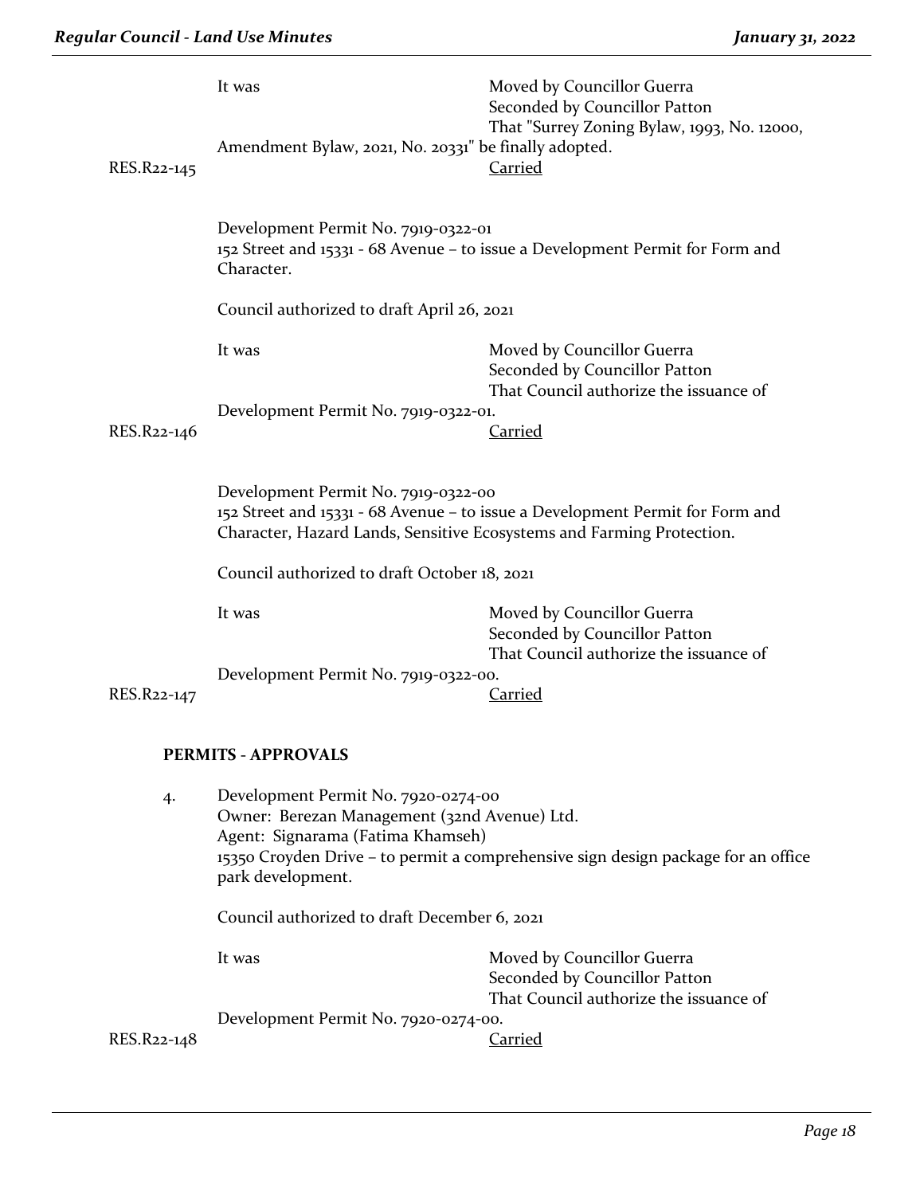It was Moved by Councillor Guerra
Seconded by Councillor Patton
That "Surrey Zoning Bylaw, 1993, No. 12000, Amendment Bylaw, 2021, No. 20331" be finally adopted.

RES.R22-145 Carried

Development Permit No. 7919-0322-01
152 Street and 15331 - 68 Avenue – to issue a Development Permit for Form and Character.

Council authorized to draft April 26, 2021

It was Moved by Councillor Guerra
Seconded by Councillor Patton
That Council authorize the issuance of Development Permit No. 7919-0322-01.

RES.R22-146 Carried

Development Permit No. 7919-0322-00
152 Street and 15331 - 68 Avenue – to issue a Development Permit for Form and Character, Hazard Lands, Sensitive Ecosystems and Farming Protection.

Council authorized to draft October 18, 2021

It was Moved by Councillor Guerra
Seconded by Councillor Patton
That Council authorize the issuance of Development Permit No. 7919-0322-00.

RES.R22-147 Carried

## PERMITS - APPROVALS

4. Development Permit No. 7920-0274-00
Owner: Berezan Management (32nd Avenue) Ltd.
Agent: Signarama (Fatima Khamseh)
15350 Croyden Drive – to permit a comprehensive sign design package for an office park development.

Council authorized to draft December 6, 2021

It was Moved by Councillor Guerra
Seconded by Councillor Patton
That Council authorize the issuance of Development Permit No. 7920-0274-00.

RES.R22-148 Carried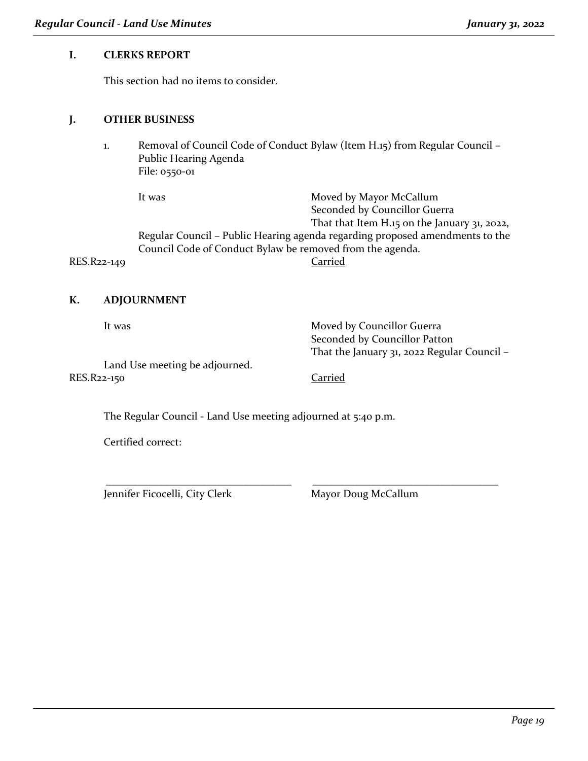## I. CLERKS REPORT

This section had no items to consider.

## J. OTHER BUSINESS

1. Removal of Council Code of Conduct Bylaw (Item H.15) from Regular Council – Public Hearing Agenda
   File: 0550-01

It was Moved by Mayor McCallum
Seconded by Councillor Guerra
That that Item H.15 on the January 31, 2022, Regular Council – Public Hearing agenda regarding proposed amendments to the Council Code of Conduct Bylaw be removed from the agenda.

RES.R22-149 Carried

## K. ADJOURNMENT

It was Moved by Councillor Guerra
Seconded by Councillor Patton
That the January 31, 2022 Regular Council – Land Use meeting be adjourned.

RES.R22-150 Carried

The Regular Council - Land Use meeting adjourned at 5:40 p.m.

Certified correct:

\_\_\_\_\_\_\_\_\_\_\_\_\_\_\_\_\_\_\_\_\_\_\_\_\_\_\_\_\_\_\_\_\_\_\_ \_\_\_\_\_\_\_\_\_\_\_\_\_\_\_\_\_\_\_\_\_\_\_\_\_\_\_\_\_\_\_\_\_\_\_

Jennifer Ficocelli, City Clerk Mayor Doug McCallum